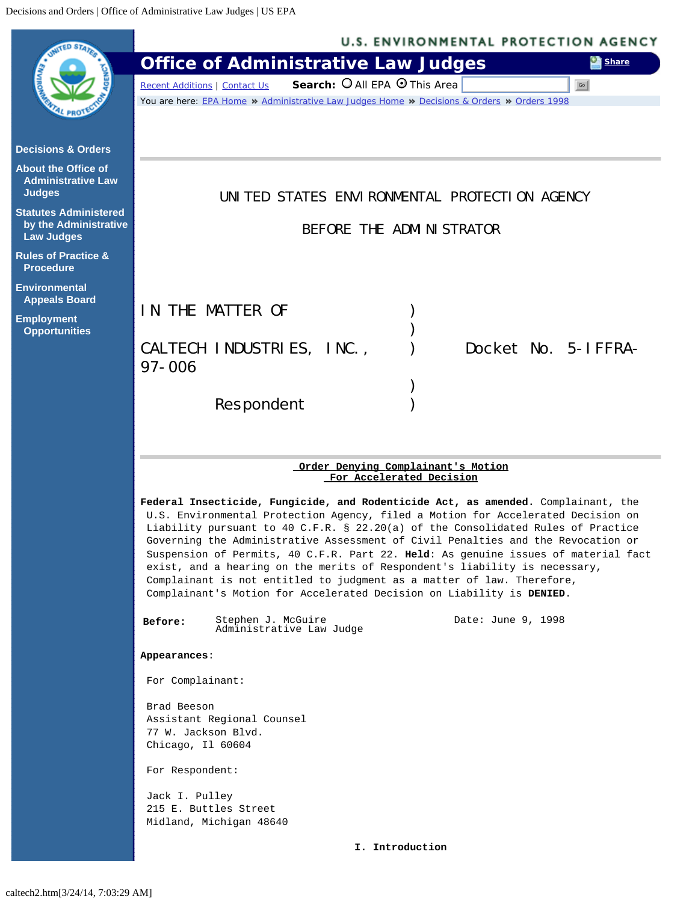UNITED STATES ENVIRONMENTAL PROTECTION AGENCY

BEFORE THE ADMINISTRATOR

| | | |
|---|---|---|
| IN THE MATTER OF | ) | |
| | ) | |
| CALTECH INDUSTRIES, INC., | ) | Docket No. 5-IFFRA-97-006 |
| | ) | |
| Respondent | ) | |

**Order Denying Complainant's Motion For Accelerated Decision**

**Federal Insecticide, Fungicide, and Rodenticide Act, as amended.** Complainant, the U.S. Environmental Protection Agency, filed a Motion for Accelerated Decision on Liability pursuant to 40 C.F.R. § 22.20(a) of the Consolidated Rules of Practice Governing the Administrative Assessment of Civil Penalties and the Revocation or Suspension of Permits, 40 C.F.R. Part 22. **Held**: As genuine issues of material fact exist, and a hearing on the merits of Respondent's liability is necessary, Complainant is not entitled to judgment as a matter of law. Therefore, Complainant's Motion for Accelerated Decision on Liability is **DENIED**.

**Before:** Stephen J. McGuire
Administrative Law Judge

Date: June 9, 1998

**Appearances**:

For Complainant:

Brad Beeson
Assistant Regional Counsel
77 W. Jackson Blvd.
Chicago, Il 60604

For Respondent:

Jack I. Pulley
215 E. Buttles Street
Midland, Michigan 48640

## I. Introduction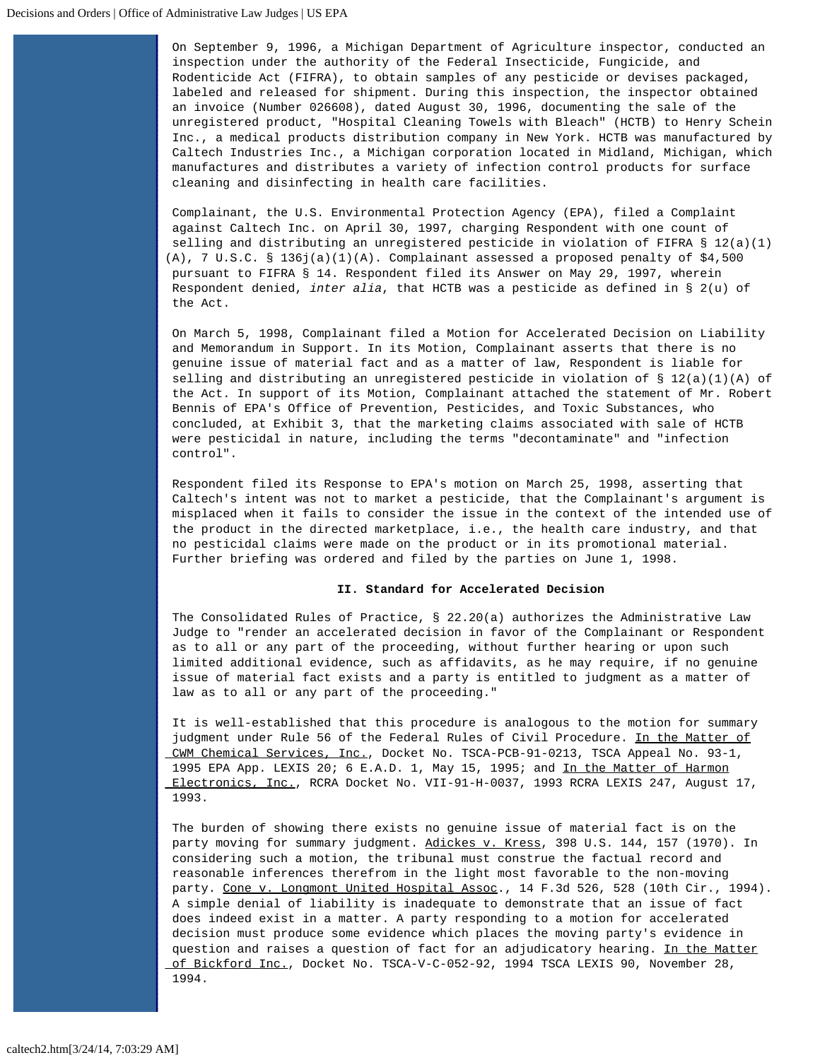On September 9, 1996, a Michigan Department of Agriculture inspector, conducted an inspection under the authority of the Federal Insecticide, Fungicide, and Rodenticide Act (FIFRA), to obtain samples of any pesticide or devises packaged, labeled and released for shipment. During this inspection, the inspector obtained an invoice (Number 026608), dated August 30, 1996, documenting the sale of the unregistered product, "Hospital Cleaning Towels with Bleach" (HCTB) to Henry Schein Inc., a medical products distribution company in New York. HCTB was manufactured by Caltech Industries Inc., a Michigan corporation located in Midland, Michigan, which manufactures and distributes a variety of infection control products for surface cleaning and disinfecting in health care facilities.

Complainant, the U.S. Environmental Protection Agency (EPA), filed a Complaint against Caltech Inc. on April 30, 1997, charging Respondent with one count of selling and distributing an unregistered pesticide in violation of FIFRA § 12(a)(1)(A), 7 U.S.C. § 136j(a)(1)(A). Complainant assessed a proposed penalty of $4,500 pursuant to FIFRA § 14. Respondent filed its Answer on May 29, 1997, wherein Respondent denied, *inter alia*, that HCTB was a pesticide as defined in § 2(u) of the Act.

On March 5, 1998, Complainant filed a Motion for Accelerated Decision on Liability and Memorandum in Support. In its Motion, Complainant asserts that there is no genuine issue of material fact and as a matter of law, Respondent is liable for selling and distributing an unregistered pesticide in violation of § 12(a)(1)(A) of the Act. In support of its Motion, Complainant attached the statement of Mr. Robert Bennis of EPA's Office of Prevention, Pesticides, and Toxic Substances, who concluded, at Exhibit 3, that the marketing claims associated with sale of HCTB were pesticidal in nature, including the terms "decontaminate" and "infection control".

Respondent filed its Response to EPA's motion on March 25, 1998, asserting that Caltech's intent was not to market a pesticide, that the Complainant's argument is misplaced when it fails to consider the issue in the context of the intended use of the product in the directed marketplace, i.e., the health care industry, and that no pesticidal claims were made on the product or in its promotional material. Further briefing was ordered and filed by the parties on June 1, 1998.

## II. Standard for Accelerated Decision

The Consolidated Rules of Practice, § 22.20(a) authorizes the Administrative Law Judge to "render an accelerated decision in favor of the Complainant or Respondent as to all or any part of the proceeding, without further hearing or upon such limited additional evidence, such as affidavits, as he may require, if no genuine issue of material fact exists and a party is entitled to judgment as a matter of law as to all or any part of the proceeding."

It is well-established that this procedure is analogous to the motion for summary judgment under Rule 56 of the Federal Rules of Civil Procedure. In the Matter of CWM Chemical Services, Inc., Docket No. TSCA-PCB-91-0213, TSCA Appeal No. 93-1, 1995 EPA App. LEXIS 20; 6 E.A.D. 1, May 15, 1995; and In the Matter of Harmon Electronics, Inc., RCRA Docket No. VII-91-H-0037, 1993 RCRA LEXIS 247, August 17, 1993.

The burden of showing there exists no genuine issue of material fact is on the party moving for summary judgment. Adickes v. Kress, 398 U.S. 144, 157 (1970). In considering such a motion, the tribunal must construe the factual record and reasonable inferences therefrom in the light most favorable to the non-moving party. Cone v. Longmont United Hospital Assoc., 14 F.3d 526, 528 (10th Cir., 1994). A simple denial of liability is inadequate to demonstrate that an issue of fact does indeed exist in a matter. A party responding to a motion for accelerated decision must produce some evidence which places the moving party's evidence in question and raises a question of fact for an adjudicatory hearing. In the Matter of Bickford Inc., Docket No. TSCA-V-C-052-92, 1994 TSCA LEXIS 90, November 28, 1994.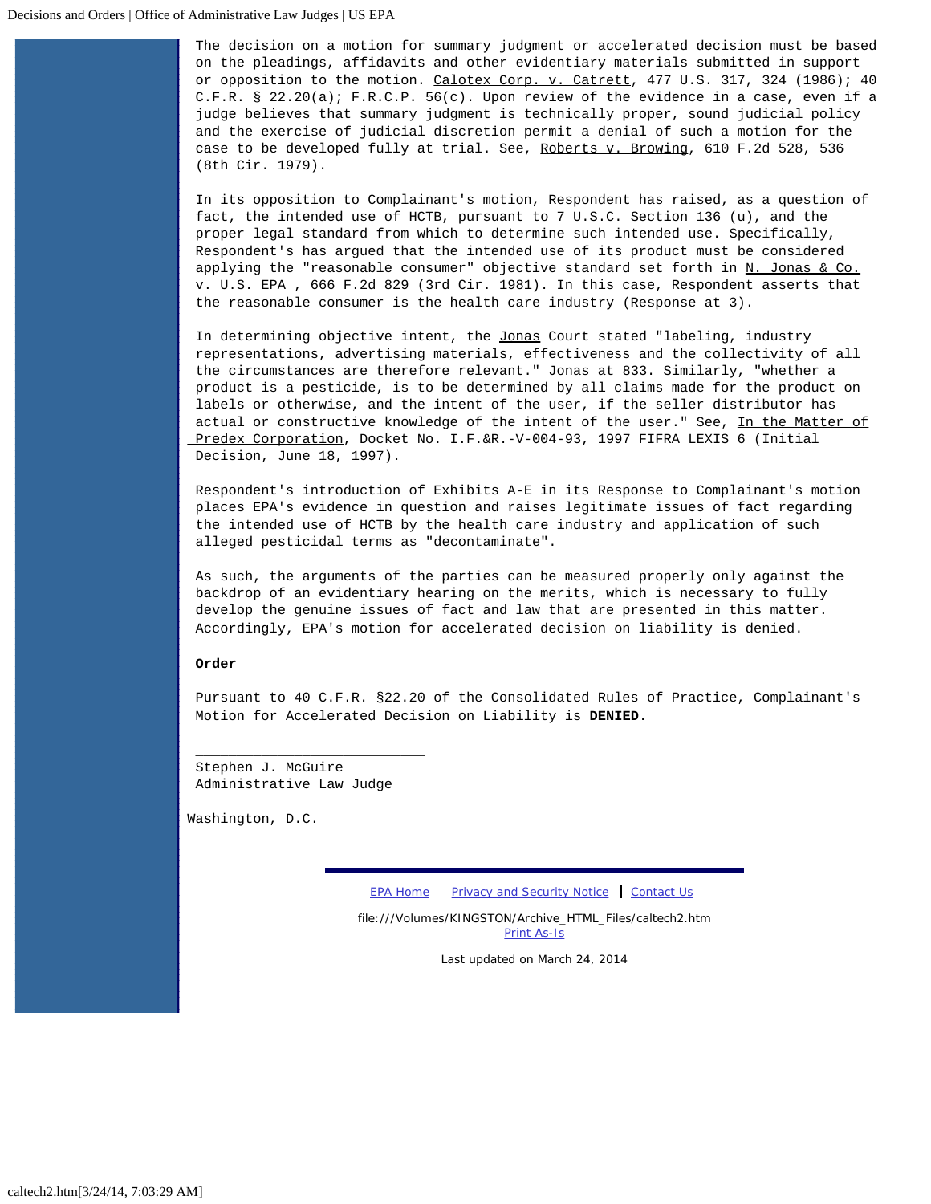The decision on a motion for summary judgment or accelerated decision must be based on the pleadings, affidavits and other evidentiary materials submitted in support or opposition to the motion. Calotex Corp. v. Catrett, 477 U.S. 317, 324 (1986); 40 C.F.R. § 22.20(a); F.R.C.P. 56(c). Upon review of the evidence in a case, even if a judge believes that summary judgment is technically proper, sound judicial policy and the exercise of judicial discretion permit a denial of such a motion for the case to be developed fully at trial. See, Roberts v. Browing, 610 F.2d 528, 536 (8th Cir. 1979).

In its opposition to Complainant's motion, Respondent has raised, as a question of fact, the intended use of HCTB, pursuant to 7 U.S.C. Section 136 (u), and the proper legal standard from which to determine such intended use. Specifically, Respondent's has argued that the intended use of its product must be considered applying the "reasonable consumer" objective standard set forth in N. Jonas & Co. v. U.S. EPA , 666 F.2d 829 (3rd Cir. 1981). In this case, Respondent asserts that the reasonable consumer is the health care industry (Response at 3).

In determining objective intent, the Jonas Court stated "labeling, industry representations, advertising materials, effectiveness and the collectivity of all the circumstances are therefore relevant." Jonas at 833. Similarly, "whether a product is a pesticide, is to be determined by all claims made for the product on labels or otherwise, and the intent of the user, if the seller distributor has actual or constructive knowledge of the intent of the user." See, In the Matter of Predex Corporation, Docket No. I.F.&R.-V-004-93, 1997 FIFRA LEXIS 6 (Initial Decision, June 18, 1997).

Respondent's introduction of Exhibits A-E in its Response to Complainant's motion places EPA's evidence in question and raises legitimate issues of fact regarding the intended use of HCTB by the health care industry and application of such alleged pesticidal terms as "decontaminate".

As such, the arguments of the parties can be measured properly only against the backdrop of an evidentiary hearing on the merits, which is necessary to fully develop the genuine issues of fact and law that are presented in this matter. Accordingly, EPA's motion for accelerated decision on liability is denied.

**Order**

Pursuant to 40 C.F.R. §22.20 of the Consolidated Rules of Practice, Complainant's Motion for Accelerated Decision on Liability is **DENIED**.

Stephen J. McGuire
Administrative Law Judge

Washington, D.C.